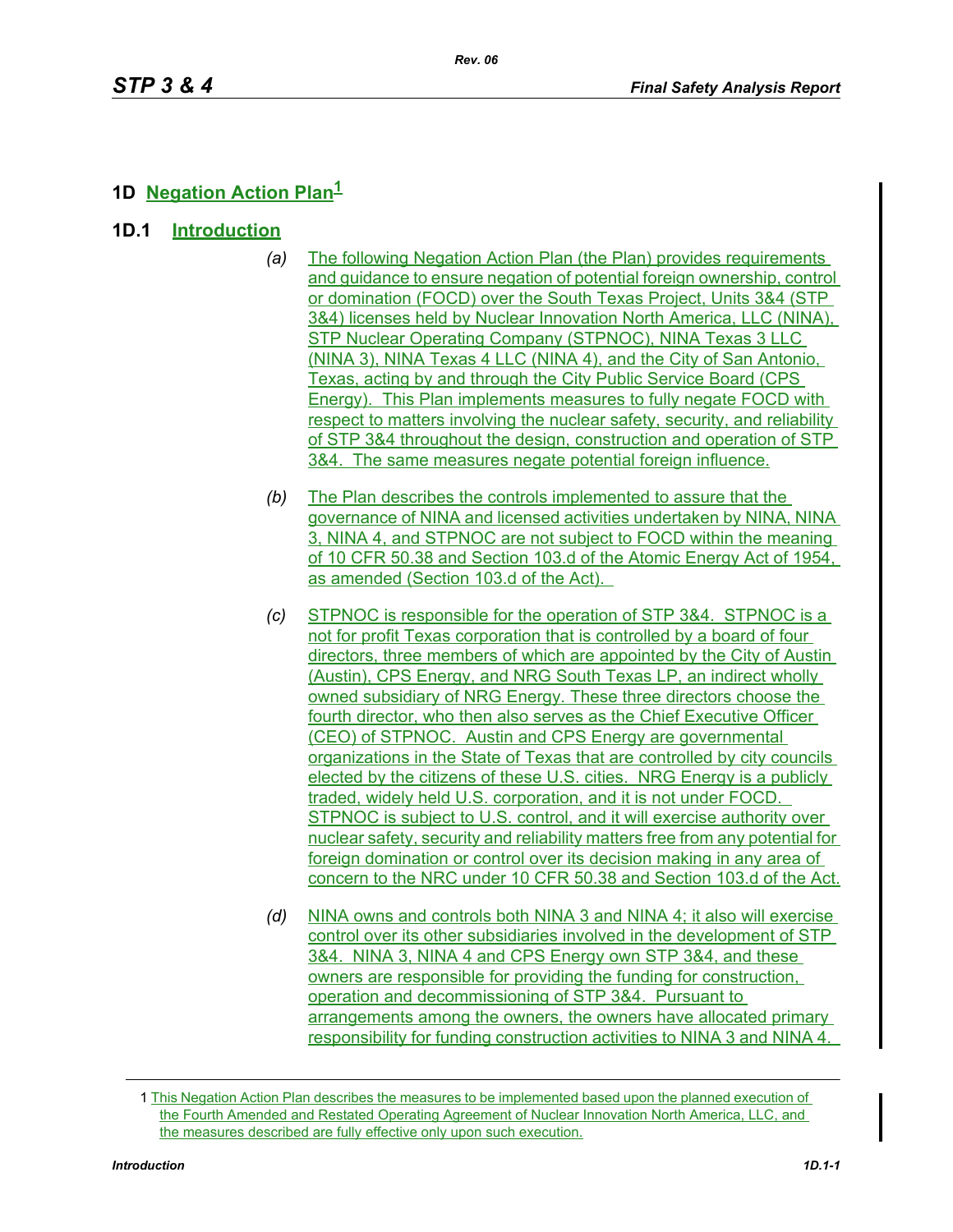# 1D Negation Action Plan[1]

## 1D.1 Introduction

*(a)* The following Negation Action Plan (the Plan) provides requirements and guidance to ensure negation of potential foreign ownership, control or domination (FOCD) over the South Texas Project, Units 3&4 (STP 3&4) licenses held by Nuclear Innovation North America, LLC (NINA), STP Nuclear Operating Company (STPNOC), NINA Texas 3 LLC (NINA 3), NINA Texas 4 LLC (NINA 4), and the City of San Antonio, Texas, acting by and through the City Public Service Board (CPS Energy). This Plan implements measures to fully negate FOCD with respect to matters involving the nuclear safety, security, and reliability of STP 3&4 throughout the design, construction and operation of STP 3&4. The same measures negate potential foreign influence.

*(b)* The Plan describes the controls implemented to assure that the governance of NINA and licensed activities undertaken by NINA, NINA 3, NINA 4, and STPNOC are not subject to FOCD within the meaning of 10 CFR 50.38 and Section 103.d of the Atomic Energy Act of 1954, as amended (Section 103.d of the Act).

*(c)* STPNOC is responsible for the operation of STP 3&4. STPNOC is a not for profit Texas corporation that is controlled by a board of four directors, three members of which are appointed by the City of Austin (Austin), CPS Energy, and NRG South Texas LP, an indirect wholly owned subsidiary of NRG Energy. These three directors choose the fourth director, who then also serves as the Chief Executive Officer (CEO) of STPNOC. Austin and CPS Energy are governmental organizations in the State of Texas that are controlled by city councils elected by the citizens of these U.S. cities. NRG Energy is a publicly traded, widely held U.S. corporation, and it is not under FOCD. STPNOC is subject to U.S. control, and it will exercise authority over nuclear safety, security and reliability matters free from any potential for foreign domination or control over its decision making in any area of concern to the NRC under 10 CFR 50.38 and Section 103.d of the Act.

*(d)* NINA owns and controls both NINA 3 and NINA 4; it also will exercise control over its other subsidiaries involved in the development of STP 3&4. NINA 3, NINA 4 and CPS Energy own STP 3&4, and these owners are responsible for providing the funding for construction, operation and decommissioning of STP 3&4. Pursuant to arrangements among the owners, the owners have allocated primary responsibility for funding construction activities to NINA 3 and NINA 4.

---

[1] This Negation Action Plan describes the measures to be implemented based upon the planned execution of the Fourth Amended and Restated Operating Agreement of Nuclear Innovation North America, LLC, and the measures described are fully effective only upon such execution.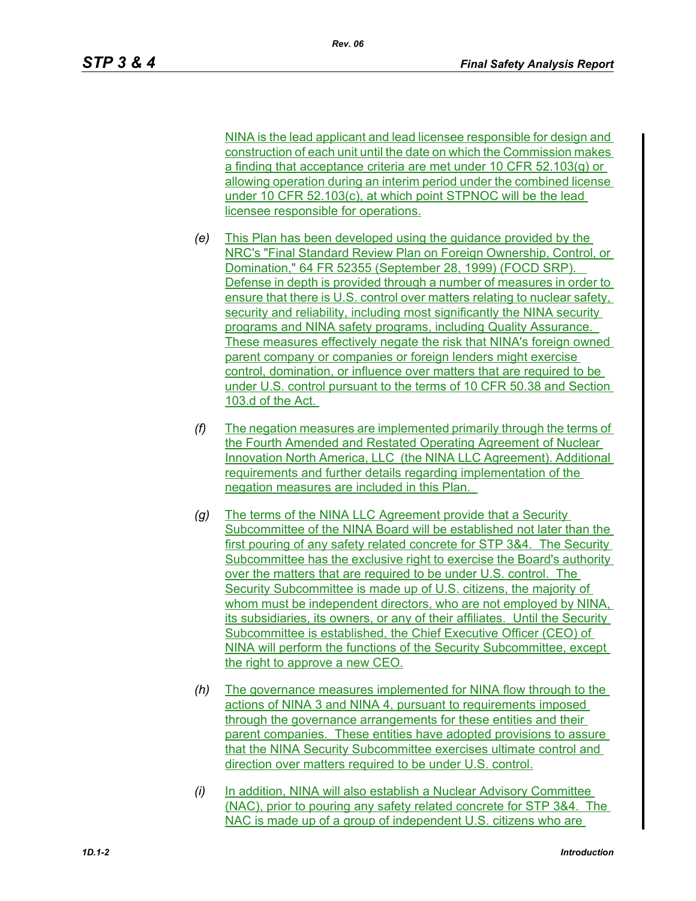NINA is the lead applicant and lead licensee responsible for design and construction of each unit until the date on which the Commission makes a finding that acceptance criteria are met under 10 CFR 52.103(g) or allowing operation during an interim period under the combined license under 10 CFR 52.103(c), at which point STPNOC will be the lead licensee responsible for operations.

*(e)* This Plan has been developed using the guidance provided by the NRC's "Final Standard Review Plan on Foreign Ownership, Control, or Domination," 64 FR 52355 (September 28, 1999) (FOCD SRP). Defense in depth is provided through a number of measures in order to ensure that there is U.S. control over matters relating to nuclear safety, security and reliability, including most significantly the NINA security programs and NINA safety programs, including Quality Assurance. These measures effectively negate the risk that NINA's foreign owned parent company or companies or foreign lenders might exercise control, domination, or influence over matters that are required to be under U.S. control pursuant to the terms of 10 CFR 50.38 and Section 103.d of the Act.

*(f)* The negation measures are implemented primarily through the terms of the Fourth Amended and Restated Operating Agreement of Nuclear Innovation North America, LLC (the NINA LLC Agreement). Additional requirements and further details regarding implementation of the negation measures are included in this Plan.

*(g)* The terms of the NINA LLC Agreement provide that a Security Subcommittee of the NINA Board will be established not later than the first pouring of any safety related concrete for STP 3&4. The Security Subcommittee has the exclusive right to exercise the Board's authority over the matters that are required to be under U.S. control. The Security Subcommittee is made up of U.S. citizens, the majority of whom must be independent directors, who are not employed by NINA, its subsidiaries, its owners, or any of their affiliates. Until the Security Subcommittee is established, the Chief Executive Officer (CEO) of NINA will perform the functions of the Security Subcommittee, except the right to approve a new CEO.

*(h)* The governance measures implemented for NINA flow through to the actions of NINA 3 and NINA 4, pursuant to requirements imposed through the governance arrangements for these entities and their parent companies. These entities have adopted provisions to assure that the NINA Security Subcommittee exercises ultimate control and direction over matters required to be under U.S. control.

*(i)* In addition, NINA will also establish a Nuclear Advisory Committee (NAC), prior to pouring any safety related concrete for STP 3&4. The NAC is made up of a group of independent U.S. citizens who are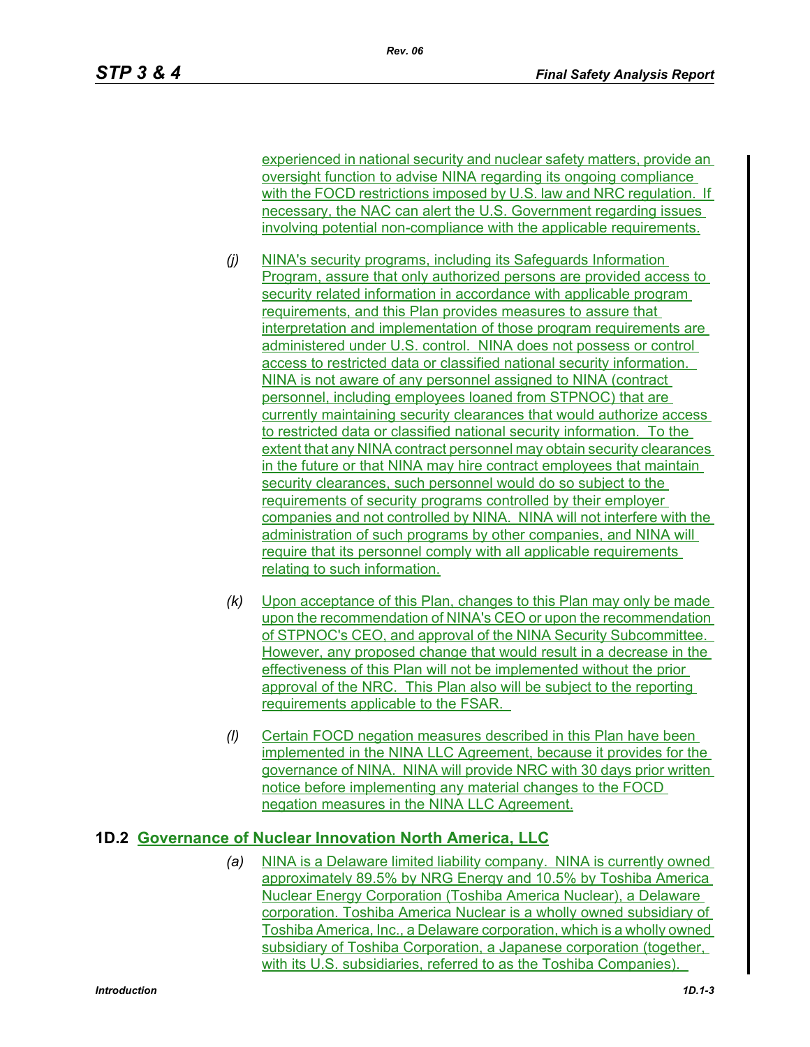experienced in national security and nuclear safety matters, provide an oversight function to advise NINA regarding its ongoing compliance with the FOCD restrictions imposed by U.S. law and NRC regulation. If necessary, the NAC can alert the U.S. Government regarding issues involving potential non-compliance with the applicable requirements.

*(j)* NINA's security programs, including its Safeguards Information Program, assure that only authorized persons are provided access to security related information in accordance with applicable program requirements, and this Plan provides measures to assure that interpretation and implementation of those program requirements are administered under U.S. control. NINA does not possess or control access to restricted data or classified national security information. NINA is not aware of any personnel assigned to NINA (contract personnel, including employees loaned from STPNOC) that are currently maintaining security clearances that would authorize access to restricted data or classified national security information. To the extent that any NINA contract personnel may obtain security clearances in the future or that NINA may hire contract employees that maintain security clearances, such personnel would do so subject to the requirements of security programs controlled by their employer companies and not controlled by NINA. NINA will not interfere with the administration of such programs by other companies, and NINA will require that its personnel comply with all applicable requirements relating to such information.

*(k)* Upon acceptance of this Plan, changes to this Plan may only be made upon the recommendation of NINA's CEO or upon the recommendation of STPNOC's CEO, and approval of the NINA Security Subcommittee. However, any proposed change that would result in a decrease in the effectiveness of this Plan will not be implemented without the prior approval of the NRC. This Plan also will be subject to the reporting requirements applicable to the FSAR.

*(l)* Certain FOCD negation measures described in this Plan have been implemented in the NINA LLC Agreement, because it provides for the governance of NINA. NINA will provide NRC with 30 days prior written notice before implementing any material changes to the FOCD negation measures in the NINA LLC Agreement.

## 1D.2 Governance of Nuclear Innovation North America, LLC

*(a)* NINA is a Delaware limited liability company. NINA is currently owned approximately 89.5% by NRG Energy and 10.5% by Toshiba America Nuclear Energy Corporation (Toshiba America Nuclear), a Delaware corporation. Toshiba America Nuclear is a wholly owned subsidiary of Toshiba America, Inc., a Delaware corporation, which is a wholly owned subsidiary of Toshiba Corporation, a Japanese corporation (together, with its U.S. subsidiaries, referred to as the Toshiba Companies).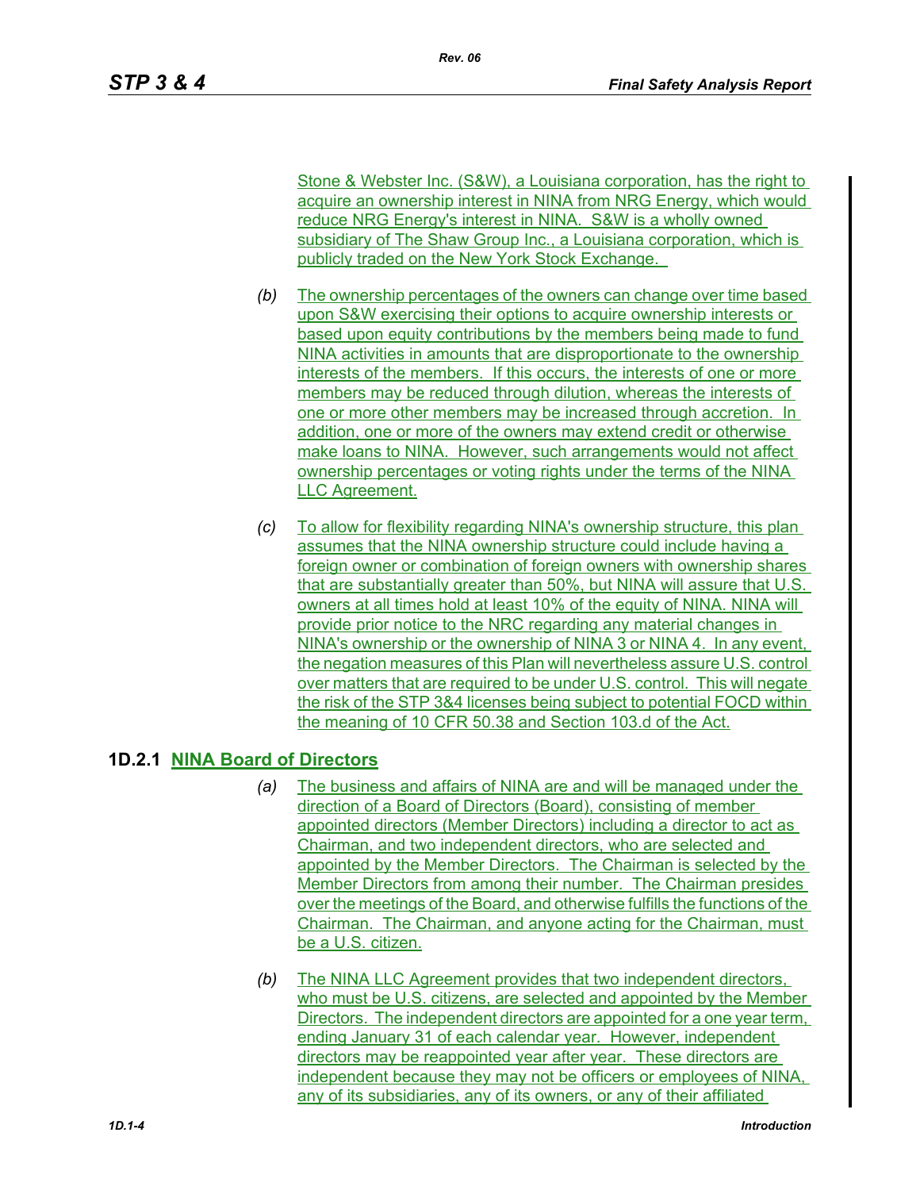Stone & Webster Inc. (S&W), a Louisiana corporation, has the right to acquire an ownership interest in NINA from NRG Energy, which would reduce NRG Energy's interest in NINA. S&W is a wholly owned subsidiary of The Shaw Group Inc., a Louisiana corporation, which is publicly traded on the New York Stock Exchange.

*(b)* The ownership percentages of the owners can change over time based upon S&W exercising their options to acquire ownership interests or based upon equity contributions by the members being made to fund NINA activities in amounts that are disproportionate to the ownership interests of the members. If this occurs, the interests of one or more members may be reduced through dilution, whereas the interests of one or more other members may be increased through accretion. In addition, one or more of the owners may extend credit or otherwise make loans to NINA. However, such arrangements would not affect ownership percentages or voting rights under the terms of the NINA LLC Agreement.

*(c)* To allow for flexibility regarding NINA's ownership structure, this plan assumes that the NINA ownership structure could include having a foreign owner or combination of foreign owners with ownership shares that are substantially greater than 50%, but NINA will assure that U.S. owners at all times hold at least 10% of the equity of NINA. NINA will provide prior notice to the NRC regarding any material changes in NINA's ownership or the ownership of NINA 3 or NINA 4. In any event, the negation measures of this Plan will nevertheless assure U.S. control over matters that are required to be under U.S. control. This will negate the risk of the STP 3&4 licenses being subject to potential FOCD within the meaning of 10 CFR 50.38 and Section 103.d of the Act.

## 1D.2.1 NINA Board of Directors

*(a)* The business and affairs of NINA are and will be managed under the direction of a Board of Directors (Board), consisting of member appointed directors (Member Directors) including a director to act as Chairman, and two independent directors, who are selected and appointed by the Member Directors. The Chairman is selected by the Member Directors from among their number. The Chairman presides over the meetings of the Board, and otherwise fulfills the functions of the Chairman. The Chairman, and anyone acting for the Chairman, must be a U.S. citizen.

*(b)* The NINA LLC Agreement provides that two independent directors, who must be U.S. citizens, are selected and appointed by the Member Directors. The independent directors are appointed for a one year term, ending January 31 of each calendar year. However, independent directors may be reappointed year after year. These directors are independent because they may not be officers or employees of NINA, any of its subsidiaries, any of its owners, or any of their affiliated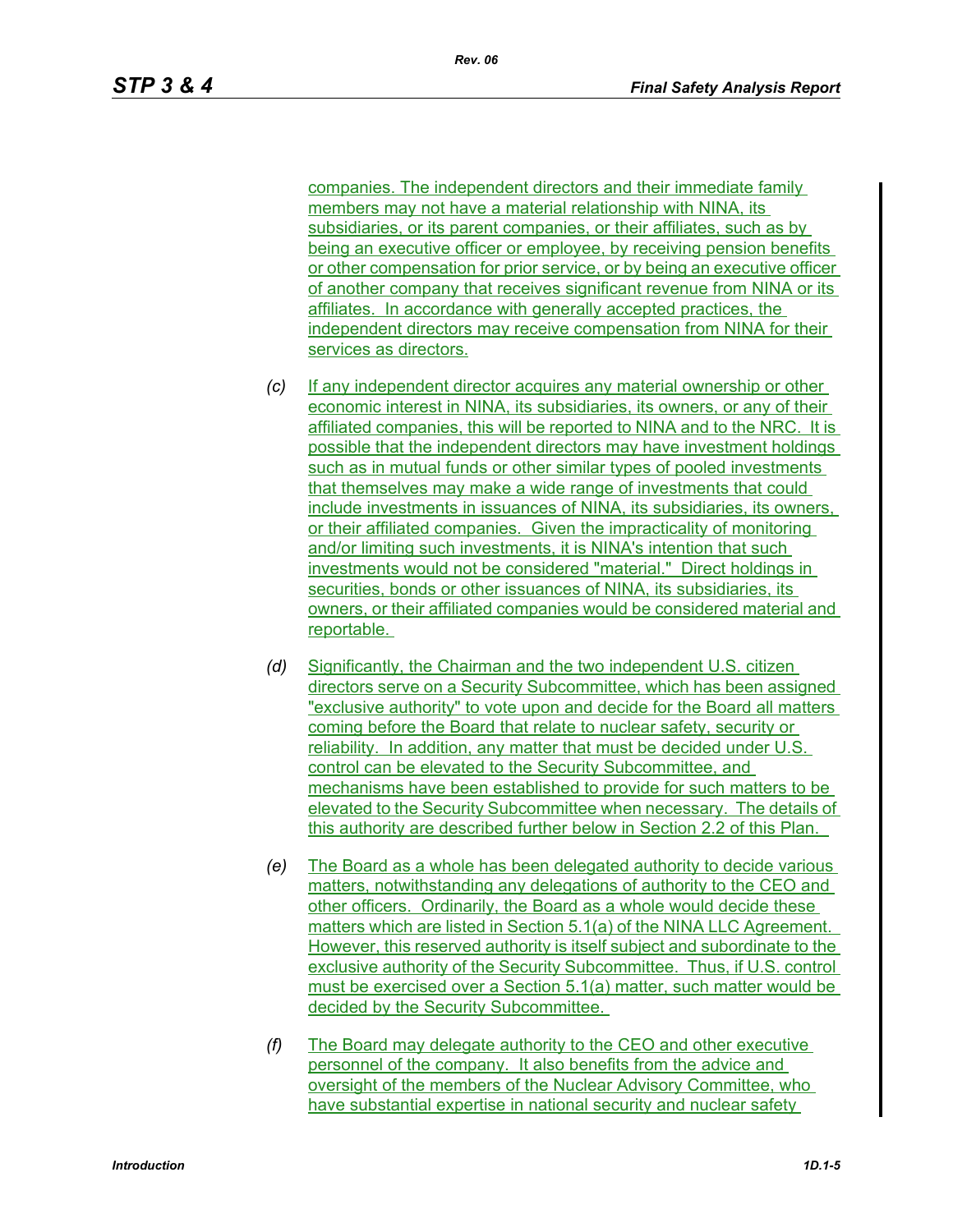companies. The independent directors and their immediate family members may not have a material relationship with NINA, its subsidiaries, or its parent companies, or their affiliates, such as by being an executive officer or employee, by receiving pension benefits or other compensation for prior service, or by being an executive officer of another company that receives significant revenue from NINA or its affiliates. In accordance with generally accepted practices, the independent directors may receive compensation from NINA for their services as directors.

*(c)* If any independent director acquires any material ownership or other economic interest in NINA, its subsidiaries, its owners, or any of their affiliated companies, this will be reported to NINA and to the NRC. It is possible that the independent directors may have investment holdings such as in mutual funds or other similar types of pooled investments that themselves may make a wide range of investments that could include investments in issuances of NINA, its subsidiaries, its owners, or their affiliated companies. Given the impracticality of monitoring and/or limiting such investments, it is NINA's intention that such investments would not be considered "material." Direct holdings in securities, bonds or other issuances of NINA, its subsidiaries, its owners, or their affiliated companies would be considered material and reportable.

*(d)* Significantly, the Chairman and the two independent U.S. citizen directors serve on a Security Subcommittee, which has been assigned "exclusive authority" to vote upon and decide for the Board all matters coming before the Board that relate to nuclear safety, security or reliability. In addition, any matter that must be decided under U.S. control can be elevated to the Security Subcommittee, and mechanisms have been established to provide for such matters to be elevated to the Security Subcommittee when necessary. The details of this authority are described further below in Section 2.2 of this Plan.

*(e)* The Board as a whole has been delegated authority to decide various matters, notwithstanding any delegations of authority to the CEO and other officers. Ordinarily, the Board as a whole would decide these matters which are listed in Section 5.1(a) of the NINA LLC Agreement. However, this reserved authority is itself subject and subordinate to the exclusive authority of the Security Subcommittee. Thus, if U.S. control must be exercised over a Section 5.1(a) matter, such matter would be decided by the Security Subcommittee.

*(f)* The Board may delegate authority to the CEO and other executive personnel of the company. It also benefits from the advice and oversight of the members of the Nuclear Advisory Committee, who have substantial expertise in national security and nuclear safety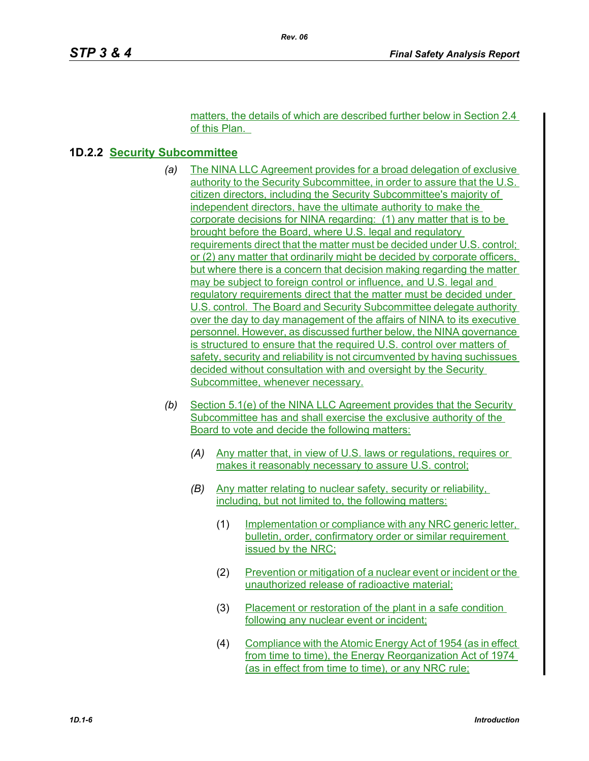matters, the details of which are described further below in Section 2.4 of this Plan.

### 1D.2.2 Security Subcommittee

*(a)* The NINA LLC Agreement provides for a broad delegation of exclusive authority to the Security Subcommittee, in order to assure that the U.S. citizen directors, including the Security Subcommittee's majority of independent directors, have the ultimate authority to make the corporate decisions for NINA regarding: (1) any matter that is to be brought before the Board, where U.S. legal and regulatory requirements direct that the matter must be decided under U.S. control; or (2) any matter that ordinarily might be decided by corporate officers, but where there is a concern that decision making regarding the matter may be subject to foreign control or influence, and U.S. legal and regulatory requirements direct that the matter must be decided under U.S. control. The Board and Security Subcommittee delegate authority over the day to day management of the affairs of NINA to its executive personnel. However, as discussed further below, the NINA governance is structured to ensure that the required U.S. control over matters of safety, security and reliability is not circumvented by having suchissues decided without consultation with and oversight by the Security Subcommittee, whenever necessary.

*(b)* Section 5.1(e) of the NINA LLC Agreement provides that the Security Subcommittee has and shall exercise the exclusive authority of the Board to vote and decide the following matters:

*(A)* Any matter that, in view of U.S. laws or regulations, requires or makes it reasonably necessary to assure U.S. control;

*(B)* Any matter relating to nuclear safety, security or reliability, including, but not limited to, the following matters:

(1) Implementation or compliance with any NRC generic letter, bulletin, order, confirmatory order or similar requirement issued by the NRC;

(2) Prevention or mitigation of a nuclear event or incident or the unauthorized release of radioactive material;

(3) Placement or restoration of the plant in a safe condition following any nuclear event or incident;

(4) Compliance with the Atomic Energy Act of 1954 (as in effect from time to time), the Energy Reorganization Act of 1974 (as in effect from time to time), or any NRC rule;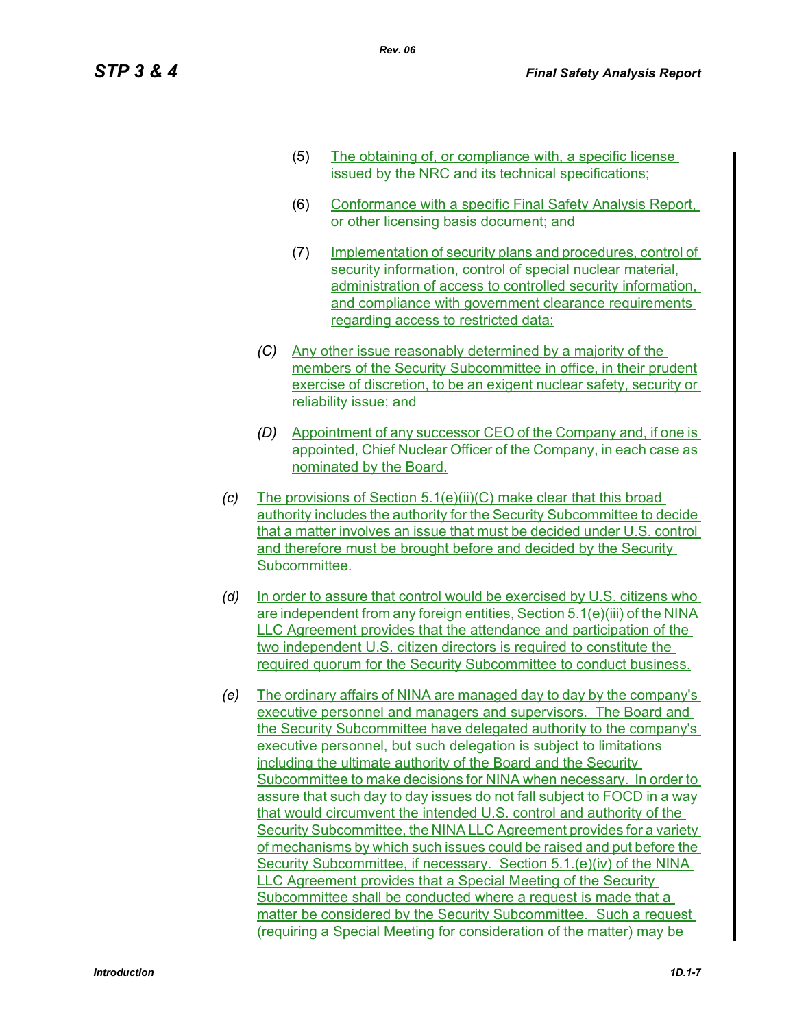(5) The obtaining of, or compliance with, a specific license issued by the NRC and its technical specifications;

(6) Conformance with a specific Final Safety Analysis Report, or other licensing basis document; and

(7) Implementation of security plans and procedures, control of security information, control of special nuclear material, administration of access to controlled security information, and compliance with government clearance requirements regarding access to restricted data;

*(C)* Any other issue reasonably determined by a majority of the members of the Security Subcommittee in office, in their prudent exercise of discretion, to be an exigent nuclear safety, security or reliability issue; and

*(D)* Appointment of any successor CEO of the Company and, if one is appointed, Chief Nuclear Officer of the Company, in each case as nominated by the Board.

*(c)* The provisions of Section 5.1(e)(ii)(C) make clear that this broad authority includes the authority for the Security Subcommittee to decide that a matter involves an issue that must be decided under U.S. control and therefore must be brought before and decided by the Security Subcommittee.

*(d)* In order to assure that control would be exercised by U.S. citizens who are independent from any foreign entities, Section 5.1(e)(iii) of the NINA LLC Agreement provides that the attendance and participation of the two independent U.S. citizen directors is required to constitute the required quorum for the Security Subcommittee to conduct business.

*(e)* The ordinary affairs of NINA are managed day to day by the company's executive personnel and managers and supervisors. The Board and the Security Subcommittee have delegated authority to the company's executive personnel, but such delegation is subject to limitations including the ultimate authority of the Board and the Security Subcommittee to make decisions for NINA when necessary. In order to assure that such day to day issues do not fall subject to FOCD in a way that would circumvent the intended U.S. control and authority of the Security Subcommittee, the NINA LLC Agreement provides for a variety of mechanisms by which such issues could be raised and put before the Security Subcommittee, if necessary. Section 5.1.(e)(iv) of the NINA LLC Agreement provides that a Special Meeting of the Security Subcommittee shall be conducted where a request is made that a matter be considered by the Security Subcommittee. Such a request (requiring a Special Meeting for consideration of the matter) may be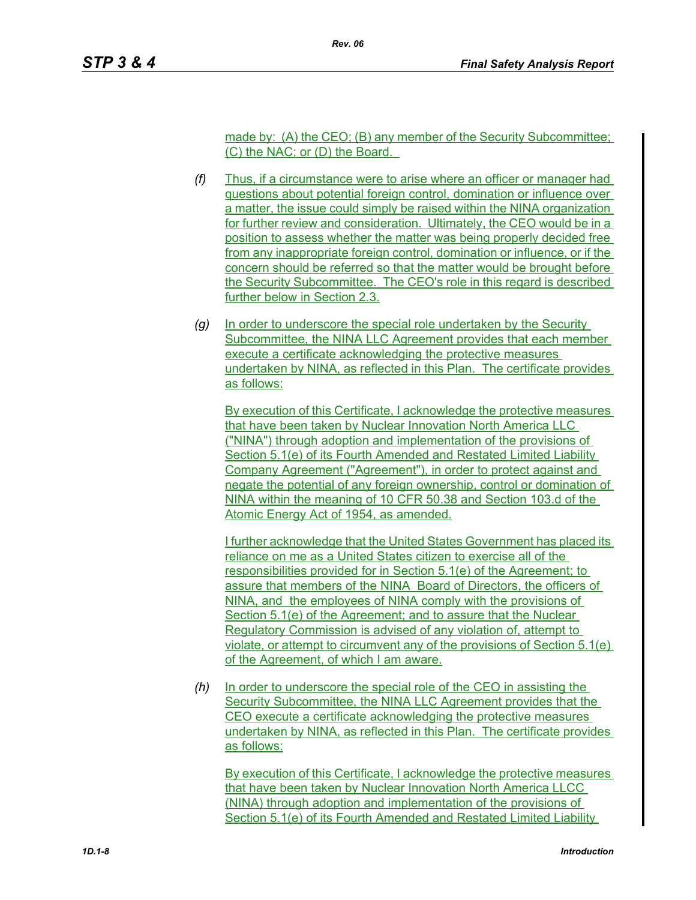made by: (A) the CEO; (B) any member of the Security Subcommittee; (C) the NAC; or (D) the Board.

*(f)* Thus, if a circumstance were to arise where an officer or manager had questions about potential foreign control, domination or influence over a matter, the issue could simply be raised within the NINA organization for further review and consideration. Ultimately, the CEO would be in a position to assess whether the matter was being properly decided free from any inappropriate foreign control, domination or influence, or if the concern should be referred so that the matter would be brought before the Security Subcommittee. The CEO's role in this regard is described further below in Section 2.3.

*(g)* In order to underscore the special role undertaken by the Security Subcommittee, the NINA LLC Agreement provides that each member execute a certificate acknowledging the protective measures undertaken by NINA, as reflected in this Plan. The certificate provides as follows:

By execution of this Certificate, I acknowledge the protective measures that have been taken by Nuclear Innovation North America LLC ("NINA") through adoption and implementation of the provisions of Section 5.1(e) of its Fourth Amended and Restated Limited Liability Company Agreement ("Agreement"), in order to protect against and negate the potential of any foreign ownership, control or domination of NINA within the meaning of 10 CFR 50.38 and Section 103.d of the Atomic Energy Act of 1954, as amended.

I further acknowledge that the United States Government has placed its reliance on me as a United States citizen to exercise all of the responsibilities provided for in Section 5.1(e) of the Agreement; to assure that members of the NINA Board of Directors, the officers of NINA, and the employees of NINA comply with the provisions of Section 5.1(e) of the Agreement; and to assure that the Nuclear Regulatory Commission is advised of any violation of, attempt to violate, or attempt to circumvent any of the provisions of Section 5.1(e) of the Agreement, of which I am aware.

*(h)* In order to underscore the special role of the CEO in assisting the Security Subcommittee, the NINA LLC Agreement provides that the CEO execute a certificate acknowledging the protective measures undertaken by NINA, as reflected in this Plan. The certificate provides as follows:

By execution of this Certificate, I acknowledge the protective measures that have been taken by Nuclear Innovation North America LLCC (NINA) through adoption and implementation of the provisions of Section 5.1(e) of its Fourth Amended and Restated Limited Liability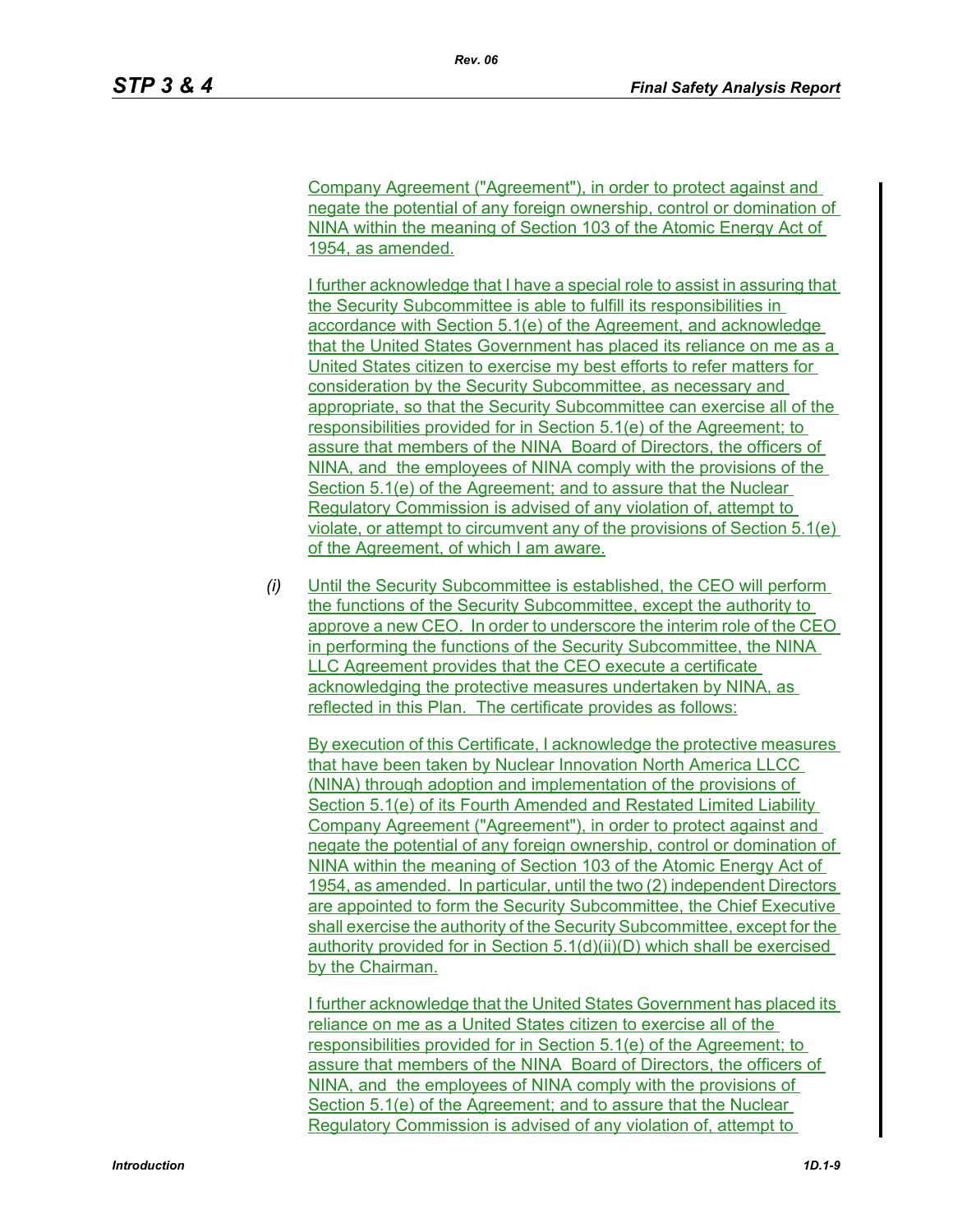Company Agreement ("Agreement"), in order to protect against and negate the potential of any foreign ownership, control or domination of NINA within the meaning of Section 103 of the Atomic Energy Act of 1954, as amended.

I further acknowledge that I have a special role to assist in assuring that the Security Subcommittee is able to fulfill its responsibilities in accordance with Section 5.1(e) of the Agreement, and acknowledge that the United States Government has placed its reliance on me as a United States citizen to exercise my best efforts to refer matters for consideration by the Security Subcommittee, as necessary and appropriate, so that the Security Subcommittee can exercise all of the responsibilities provided for in Section 5.1(e) of the Agreement; to assure that members of the NINA Board of Directors, the officers of NINA, and the employees of NINA comply with the provisions of the Section 5.1(e) of the Agreement; and to assure that the Nuclear Regulatory Commission is advised of any violation of, attempt to violate, or attempt to circumvent any of the provisions of Section 5.1(e) of the Agreement, of which I am aware.

*(i)* Until the Security Subcommittee is established, the CEO will perform the functions of the Security Subcommittee, except the authority to approve a new CEO. In order to underscore the interim role of the CEO in performing the functions of the Security Subcommittee, the NINA LLC Agreement provides that the CEO execute a certificate acknowledging the protective measures undertaken by NINA, as reflected in this Plan. The certificate provides as follows:

By execution of this Certificate, I acknowledge the protective measures that have been taken by Nuclear Innovation North America LLCC (NINA) through adoption and implementation of the provisions of Section 5.1(e) of its Fourth Amended and Restated Limited Liability Company Agreement ("Agreement"), in order to protect against and negate the potential of any foreign ownership, control or domination of NINA within the meaning of Section 103 of the Atomic Energy Act of 1954, as amended. In particular, until the two (2) independent Directors are appointed to form the Security Subcommittee, the Chief Executive shall exercise the authority of the Security Subcommittee, except for the authority provided for in Section 5.1(d)(ii)(D) which shall be exercised by the Chairman.

I further acknowledge that the United States Government has placed its reliance on me as a United States citizen to exercise all of the responsibilities provided for in Section 5.1(e) of the Agreement; to assure that members of the NINA Board of Directors, the officers of NINA, and the employees of NINA comply with the provisions of Section 5.1(e) of the Agreement; and to assure that the Nuclear Regulatory Commission is advised of any violation of, attempt to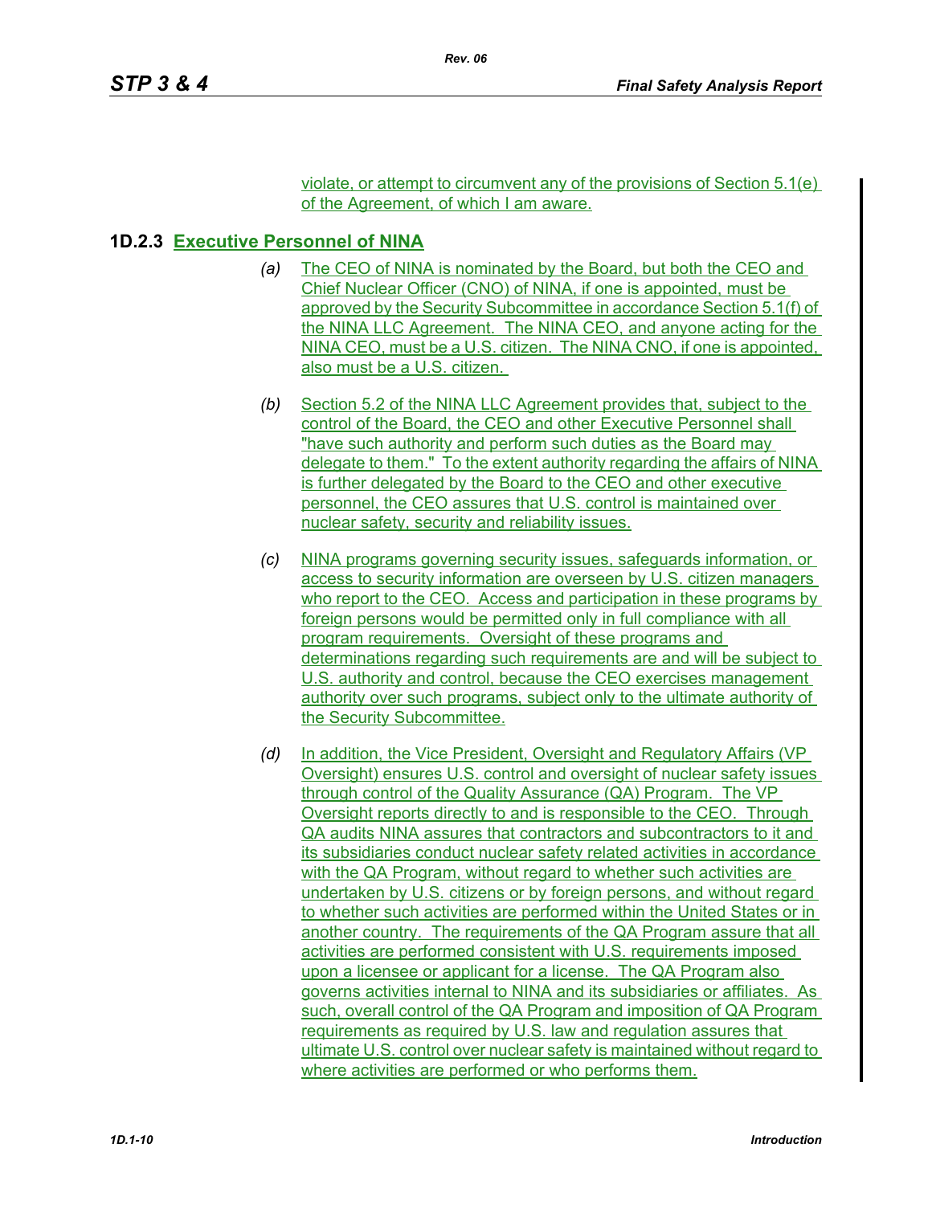violate, or attempt to circumvent any of the provisions of Section 5.1(e) of the Agreement, of which I am aware.

### 1D.2.3 Executive Personnel of NINA

*(a)* The CEO of NINA is nominated by the Board, but both the CEO and Chief Nuclear Officer (CNO) of NINA, if one is appointed, must be approved by the Security Subcommittee in accordance Section 5.1(f) of the NINA LLC Agreement. The NINA CEO, and anyone acting for the NINA CEO, must be a U.S. citizen. The NINA CNO, if one is appointed, also must be a U.S. citizen.

*(b)* Section 5.2 of the NINA LLC Agreement provides that, subject to the control of the Board, the CEO and other Executive Personnel shall "have such authority and perform such duties as the Board may delegate to them." To the extent authority regarding the affairs of NINA is further delegated by the Board to the CEO and other executive personnel, the CEO assures that U.S. control is maintained over nuclear safety, security and reliability issues.

*(c)* NINA programs governing security issues, safeguards information, or access to security information are overseen by U.S. citizen managers who report to the CEO. Access and participation in these programs by foreign persons would be permitted only in full compliance with all program requirements. Oversight of these programs and determinations regarding such requirements are and will be subject to U.S. authority and control, because the CEO exercises management authority over such programs, subject only to the ultimate authority of the Security Subcommittee.

*(d)* In addition, the Vice President, Oversight and Regulatory Affairs (VP Oversight) ensures U.S. control and oversight of nuclear safety issues through control of the Quality Assurance (QA) Program. The VP Oversight reports directly to and is responsible to the CEO. Through QA audits NINA assures that contractors and subcontractors to it and its subsidiaries conduct nuclear safety related activities in accordance with the QA Program, without regard to whether such activities are undertaken by U.S. citizens or by foreign persons, and without regard to whether such activities are performed within the United States or in another country. The requirements of the QA Program assure that all activities are performed consistent with U.S. requirements imposed upon a licensee or applicant for a license. The QA Program also governs activities internal to NINA and its subsidiaries or affiliates. As such, overall control of the QA Program and imposition of QA Program requirements as required by U.S. law and regulation assures that ultimate U.S. control over nuclear safety is maintained without regard to where activities are performed or who performs them.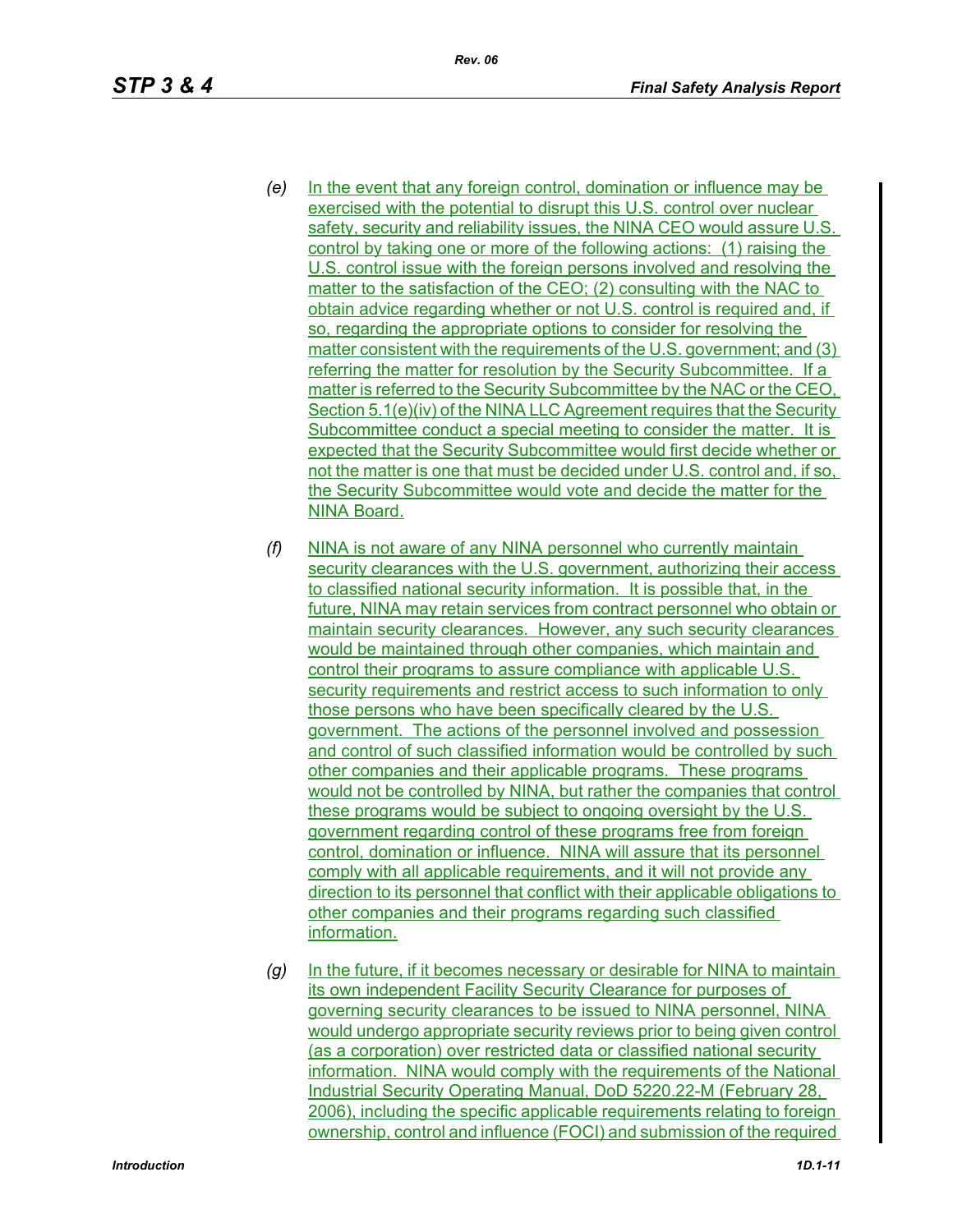(e) In the event that any foreign control, domination or influence may be exercised with the potential to disrupt this U.S. control over nuclear safety, security and reliability issues, the NINA CEO would assure U.S. control by taking one or more of the following actions: (1) raising the U.S. control issue with the foreign persons involved and resolving the matter to the satisfaction of the CEO; (2) consulting with the NAC to obtain advice regarding whether or not U.S. control is required and, if so, regarding the appropriate options to consider for resolving the matter consistent with the requirements of the U.S. government; and (3) referring the matter for resolution by the Security Subcommittee. If a matter is referred to the Security Subcommittee by the NAC or the CEO, Section 5.1(e)(iv) of the NINA LLC Agreement requires that the Security Subcommittee conduct a special meeting to consider the matter. It is expected that the Security Subcommittee would first decide whether or not the matter is one that must be decided under U.S. control and, if so, the Security Subcommittee would vote and decide the matter for the NINA Board.

(f) NINA is not aware of any NINA personnel who currently maintain security clearances with the U.S. government, authorizing their access to classified national security information. It is possible that, in the future, NINA may retain services from contract personnel who obtain or maintain security clearances. However, any such security clearances would be maintained through other companies, which maintain and control their programs to assure compliance with applicable U.S. security requirements and restrict access to such information to only those persons who have been specifically cleared by the U.S. government. The actions of the personnel involved and possession and control of such classified information would be controlled by such other companies and their applicable programs. These programs would not be controlled by NINA, but rather the companies that control these programs would be subject to ongoing oversight by the U.S. government regarding control of these programs free from foreign control, domination or influence. NINA will assure that its personnel comply with all applicable requirements, and it will not provide any direction to its personnel that conflict with their applicable obligations to other companies and their programs regarding such classified information.

(g) In the future, if it becomes necessary or desirable for NINA to maintain its own independent Facility Security Clearance for purposes of governing security clearances to be issued to NINA personnel, NINA would undergo appropriate security reviews prior to being given control (as a corporation) over restricted data or classified national security information. NINA would comply with the requirements of the National Industrial Security Operating Manual, DoD 5220.22-M (February 28, 2006), including the specific applicable requirements relating to foreign ownership, control and influence (FOCI) and submission of the required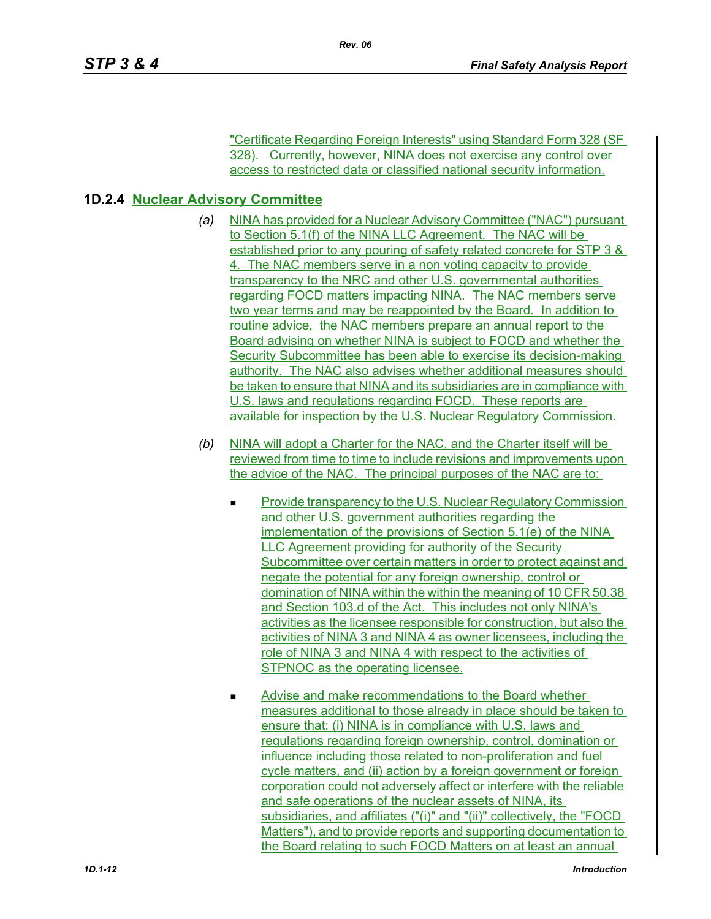"Certificate Regarding Foreign Interests" using Standard Form 328 (SF 328). Currently, however, NINA does not exercise any control over access to restricted data or classified national security information.

### 1D.2.4 Nuclear Advisory Committee

*(a)* NINA has provided for a Nuclear Advisory Committee ("NAC") pursuant to Section 5.1(f) of the NINA LLC Agreement. The NAC will be established prior to any pouring of safety related concrete for STP 3 & 4. The NAC members serve in a non voting capacity to provide transparency to the NRC and other U.S. governmental authorities regarding FOCD matters impacting NINA. The NAC members serve two year terms and may be reappointed by the Board. In addition to routine advice, the NAC members prepare an annual report to the Board advising on whether NINA is subject to FOCD and whether the Security Subcommittee has been able to exercise its decision-making authority. The NAC also advises whether additional measures should be taken to ensure that NINA and its subsidiaries are in compliance with U.S. laws and regulations regarding FOCD. These reports are available for inspection by the U.S. Nuclear Regulatory Commission.

*(b)* NINA will adopt a Charter for the NAC, and the Charter itself will be reviewed from time to time to include revisions and improvements upon the advice of the NAC. The principal purposes of the NAC are to:

- Provide transparency to the U.S. Nuclear Regulatory Commission and other U.S. government authorities regarding the implementation of the provisions of Section 5.1(e) of the NINA LLC Agreement providing for authority of the Security Subcommittee over certain matters in order to protect against and negate the potential for any foreign ownership, control or domination of NINA within the within the meaning of 10 CFR 50.38 and Section 103.d of the Act. This includes not only NINA's activities as the licensee responsible for construction, but also the activities of NINA 3 and NINA 4 as owner licensees, including the role of NINA 3 and NINA 4 with respect to the activities of STPNOC as the operating licensee.

- Advise and make recommendations to the Board whether measures additional to those already in place should be taken to ensure that: (i) NINA is in compliance with U.S. laws and regulations regarding foreign ownership, control, domination or influence including those related to non-proliferation and fuel cycle matters, and (ii) action by a foreign government or foreign corporation could not adversely affect or interfere with the reliable and safe operations of the nuclear assets of NINA, its subsidiaries, and affiliates ("(i)" and "(ii)" collectively, the "FOCD Matters"), and to provide reports and supporting documentation to the Board relating to such FOCD Matters on at least an annual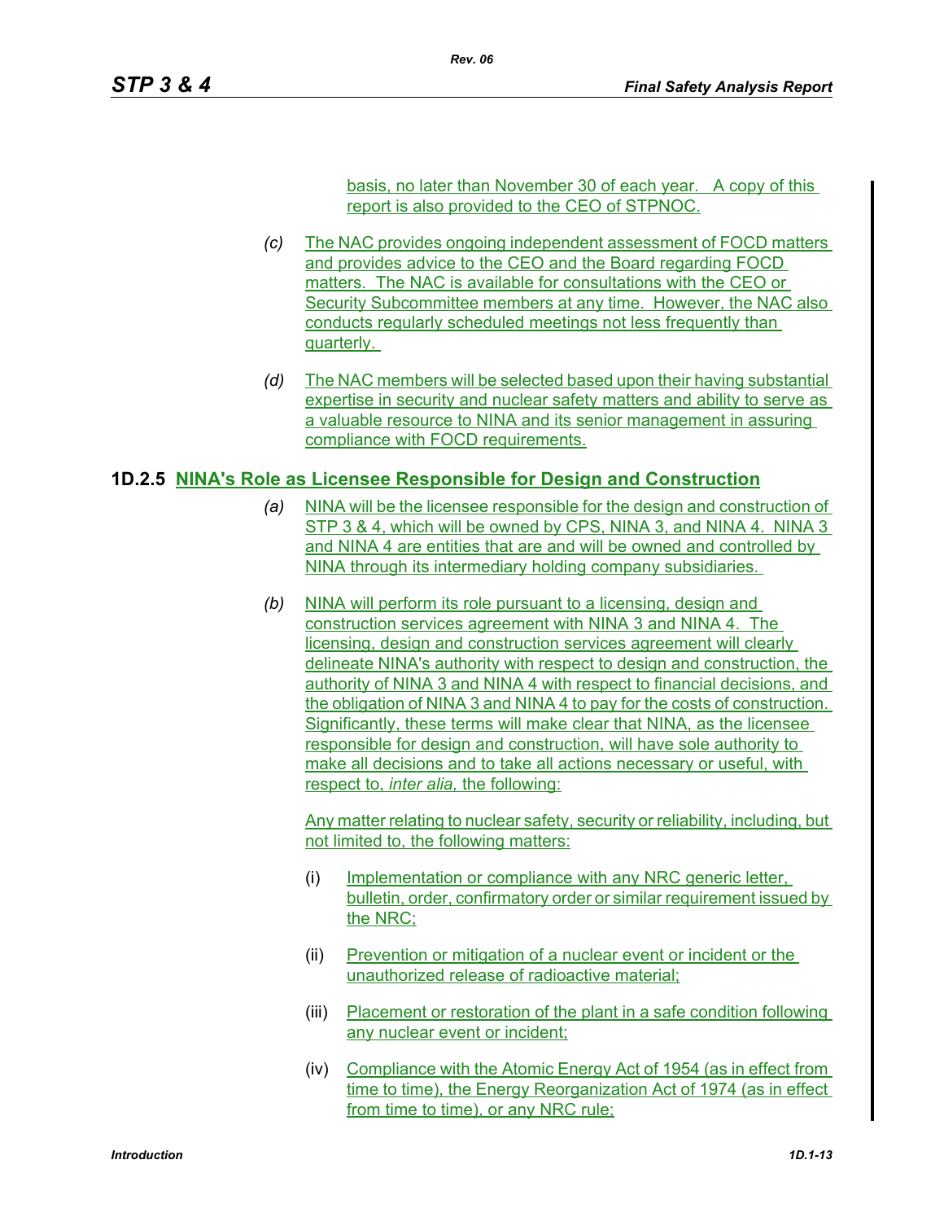basis, no later than November 30 of each year. A copy of this report is also provided to the CEO of STPNOC.

*(c)* The NAC provides ongoing independent assessment of FOCD matters and provides advice to the CEO and the Board regarding FOCD matters. The NAC is available for consultations with the CEO or Security Subcommittee members at any time. However, the NAC also conducts regularly scheduled meetings not less frequently than quarterly.

*(d)* The NAC members will be selected based upon their having substantial expertise in security and nuclear safety matters and ability to serve as a valuable resource to NINA and its senior management in assuring compliance with FOCD requirements.

## 1D.2.5 NINA's Role as Licensee Responsible for Design and Construction

*(a)* NINA will be the licensee responsible for the design and construction of STP 3 & 4, which will be owned by CPS, NINA 3, and NINA 4. NINA 3 and NINA 4 are entities that are and will be owned and controlled by NINA through its intermediary holding company subsidiaries.

*(b)* NINA will perform its role pursuant to a licensing, design and construction services agreement with NINA 3 and NINA 4. The licensing, design and construction services agreement will clearly delineate NINA's authority with respect to design and construction, the authority of NINA 3 and NINA 4 with respect to financial decisions, and the obligation of NINA 3 and NINA 4 to pay for the costs of construction. Significantly, these terms will make clear that NINA, as the licensee responsible for design and construction, will have sole authority to make all decisions and to take all actions necessary or useful, with respect to, *inter alia,* the following:

Any matter relating to nuclear safety, security or reliability, including, but not limited to, the following matters:

(i) Implementation or compliance with any NRC generic letter, bulletin, order, confirmatory order or similar requirement issued by the NRC;

(ii) Prevention or mitigation of a nuclear event or incident or the unauthorized release of radioactive material;

(iii) Placement or restoration of the plant in a safe condition following any nuclear event or incident;

(iv) Compliance with the Atomic Energy Act of 1954 (as in effect from time to time), the Energy Reorganization Act of 1974 (as in effect from time to time), or any NRC rule;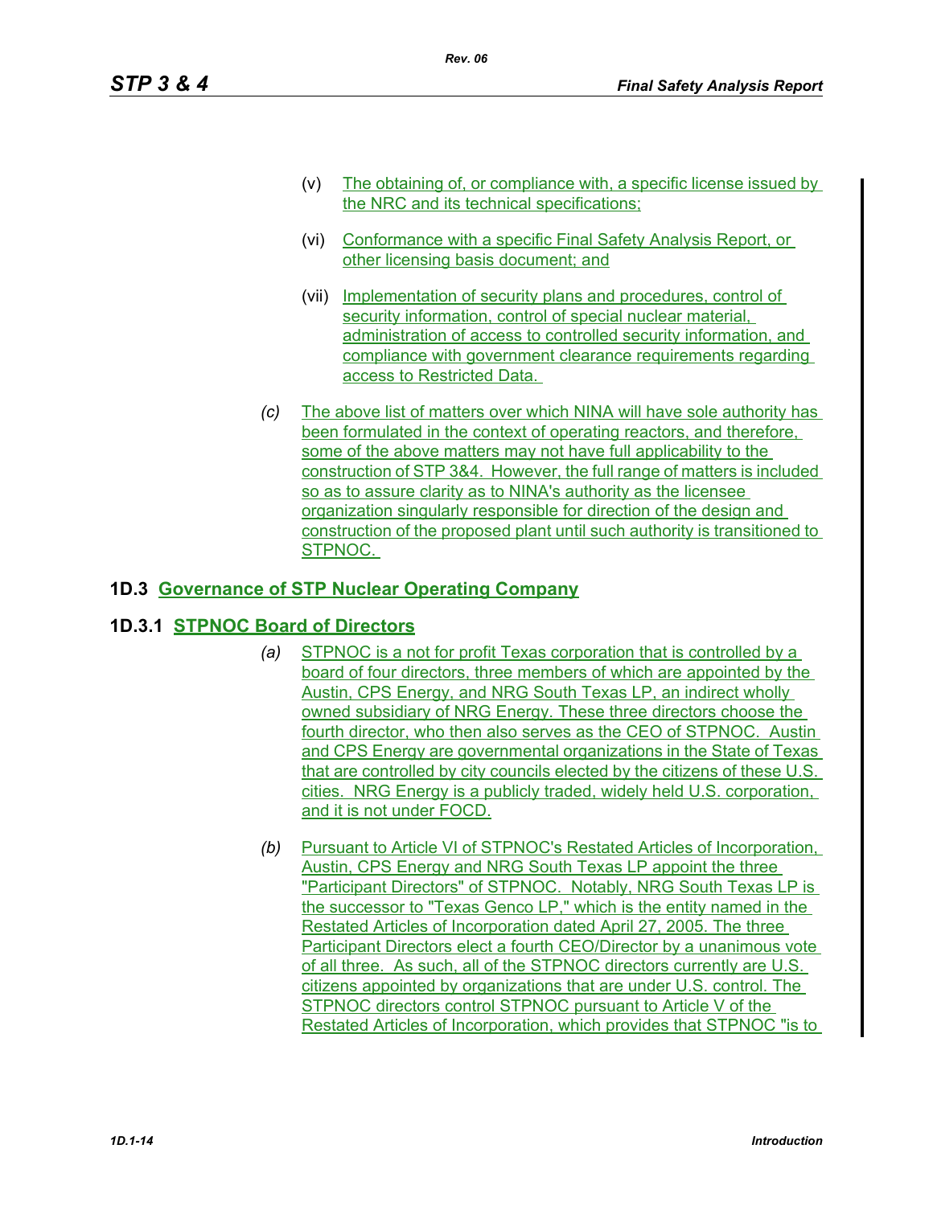(v) The obtaining of, or compliance with, a specific license issued by the NRC and its technical specifications;

(vi) Conformance with a specific Final Safety Analysis Report, or other licensing basis document; and

(vii) Implementation of security plans and procedures, control of security information, control of special nuclear material, administration of access to controlled security information, and compliance with government clearance requirements regarding access to Restricted Data.

*(c)* The above list of matters over which NINA will have sole authority has been formulated in the context of operating reactors, and therefore, some of the above matters may not have full applicability to the construction of STP 3&4. However, the full range of matters is included so as to assure clarity as to NINA's authority as the licensee organization singularly responsible for direction of the design and construction of the proposed plant until such authority is transitioned to STPNOC.

## 1D.3 Governance of STP Nuclear Operating Company

### 1D.3.1 STPNOC Board of Directors

*(a)* STPNOC is a not for profit Texas corporation that is controlled by a board of four directors, three members of which are appointed by the Austin, CPS Energy, and NRG South Texas LP, an indirect wholly owned subsidiary of NRG Energy. These three directors choose the fourth director, who then also serves as the CEO of STPNOC. Austin and CPS Energy are governmental organizations in the State of Texas that are controlled by city councils elected by the citizens of these U.S. cities. NRG Energy is a publicly traded, widely held U.S. corporation, and it is not under FOCD.

*(b)* Pursuant to Article VI of STPNOC's Restated Articles of Incorporation, Austin, CPS Energy and NRG South Texas LP appoint the three "Participant Directors" of STPNOC. Notably, NRG South Texas LP is the successor to "Texas Genco LP," which is the entity named in the Restated Articles of Incorporation dated April 27, 2005. The three Participant Directors elect a fourth CEO/Director by a unanimous vote of all three. As such, all of the STPNOC directors currently are U.S. citizens appointed by organizations that are under U.S. control. The STPNOC directors control STPNOC pursuant to Article V of the Restated Articles of Incorporation, which provides that STPNOC "is to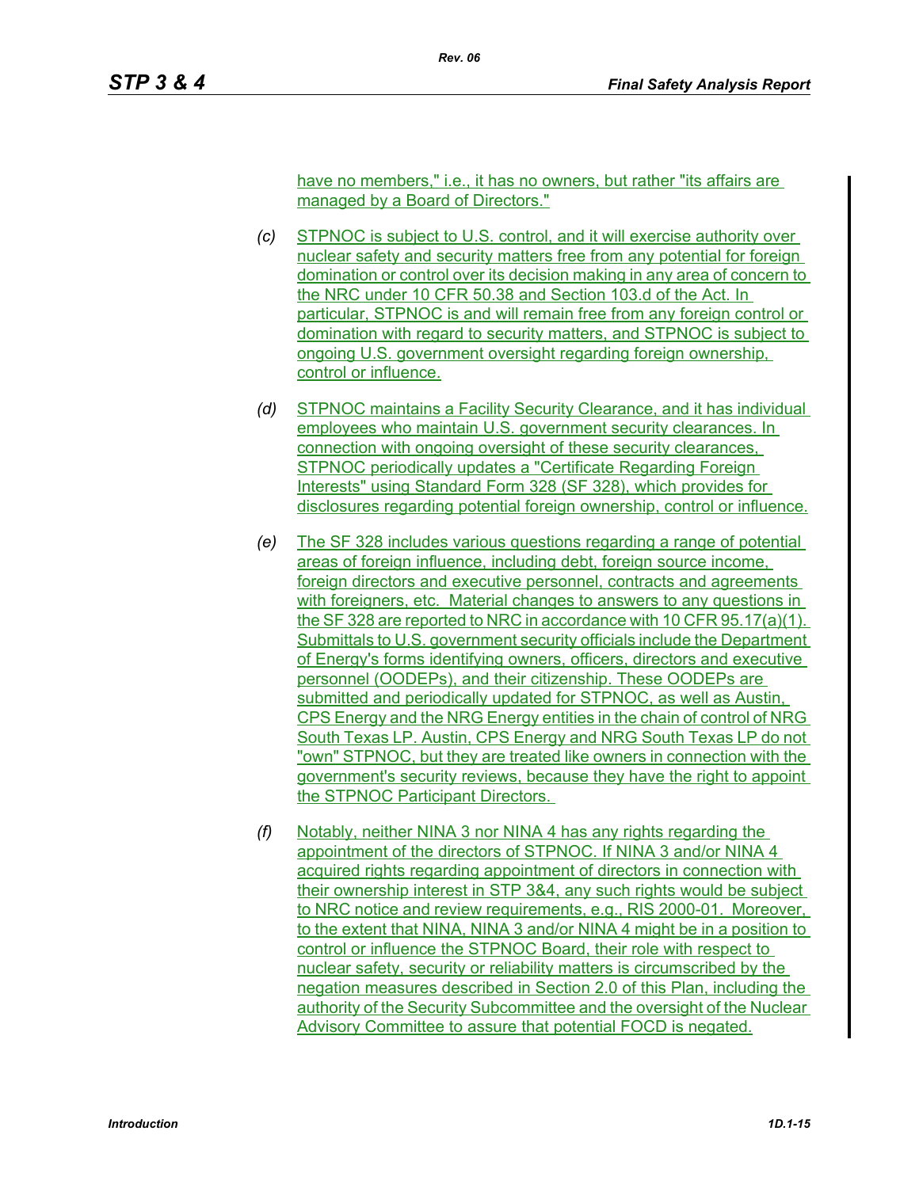have no members," i.e., it has no owners, but rather "its affairs are managed by a Board of Directors."

*(c)* STPNOC is subject to U.S. control, and it will exercise authority over nuclear safety and security matters free from any potential for foreign domination or control over its decision making in any area of concern to the NRC under 10 CFR 50.38 and Section 103.d of the Act. In particular, STPNOC is and will remain free from any foreign control or domination with regard to security matters, and STPNOC is subject to ongoing U.S. government oversight regarding foreign ownership, control or influence.

*(d)* STPNOC maintains a Facility Security Clearance, and it has individual employees who maintain U.S. government security clearances. In connection with ongoing oversight of these security clearances, STPNOC periodically updates a "Certificate Regarding Foreign Interests" using Standard Form 328 (SF 328), which provides for disclosures regarding potential foreign ownership, control or influence.

*(e)* The SF 328 includes various questions regarding a range of potential areas of foreign influence, including debt, foreign source income, foreign directors and executive personnel, contracts and agreements with foreigners, etc. Material changes to answers to any questions in the SF 328 are reported to NRC in accordance with 10 CFR 95.17(a)(1). Submittals to U.S. government security officials include the Department of Energy's forms identifying owners, officers, directors and executive personnel (OODEPs), and their citizenship. These OODEPs are submitted and periodically updated for STPNOC, as well as Austin, CPS Energy and the NRG Energy entities in the chain of control of NRG South Texas LP. Austin, CPS Energy and NRG South Texas LP do not "own" STPNOC, but they are treated like owners in connection with the government's security reviews, because they have the right to appoint the STPNOC Participant Directors.

*(f)* Notably, neither NINA 3 nor NINA 4 has any rights regarding the appointment of the directors of STPNOC. If NINA 3 and/or NINA 4 acquired rights regarding appointment of directors in connection with their ownership interest in STP 3&4, any such rights would be subject to NRC notice and review requirements, e.g., RIS 2000-01. Moreover, to the extent that NINA, NINA 3 and/or NINA 4 might be in a position to control or influence the STPNOC Board, their role with respect to nuclear safety, security or reliability matters is circumscribed by the negation measures described in Section 2.0 of this Plan, including the authority of the Security Subcommittee and the oversight of the Nuclear Advisory Committee to assure that potential FOCD is negated.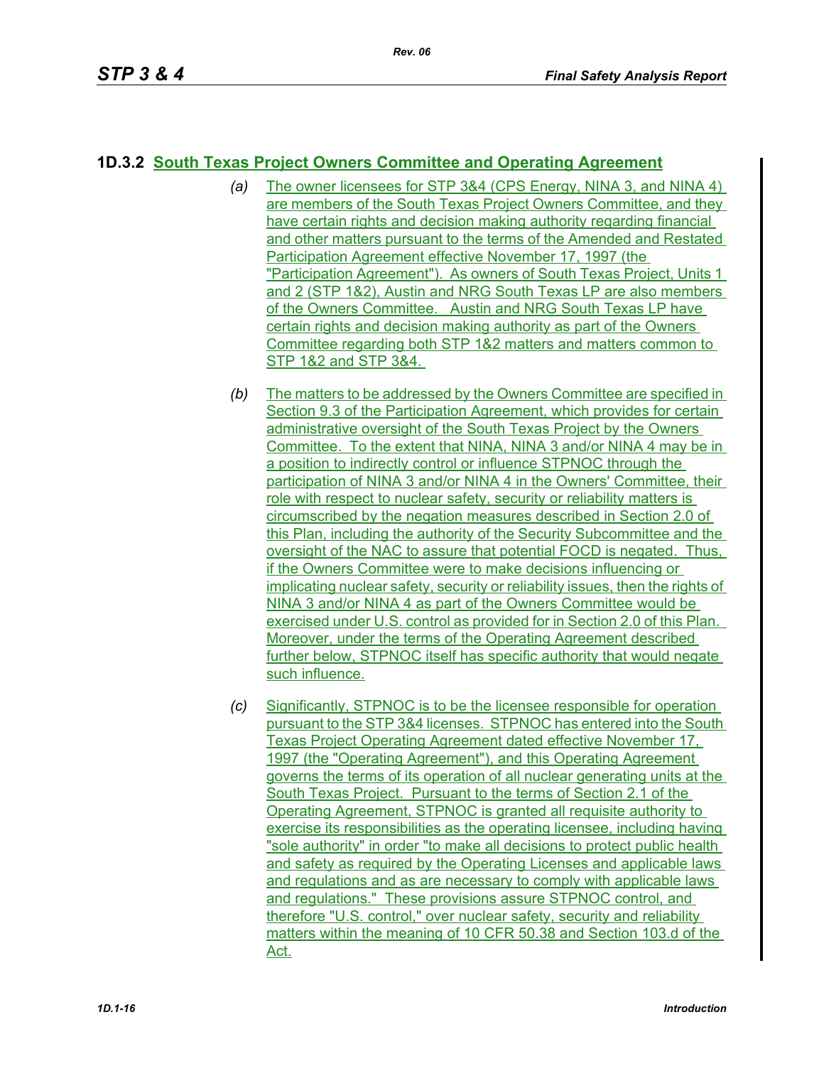## 1D.3.2 South Texas Project Owners Committee and Operating Agreement

(a) The owner licensees for STP 3&4 (CPS Energy, NINA 3, and NINA 4) are members of the South Texas Project Owners Committee, and they have certain rights and decision making authority regarding financial and other matters pursuant to the terms of the Amended and Restated Participation Agreement effective November 17, 1997 (the "Participation Agreement"). As owners of South Texas Project, Units 1 and 2 (STP 1&2), Austin and NRG South Texas LP are also members of the Owners Committee. Austin and NRG South Texas LP have certain rights and decision making authority as part of the Owners Committee regarding both STP 1&2 matters and matters common to STP 1&2 and STP 3&4.

(b) The matters to be addressed by the Owners Committee are specified in Section 9.3 of the Participation Agreement, which provides for certain administrative oversight of the South Texas Project by the Owners Committee. To the extent that NINA, NINA 3 and/or NINA 4 may be in a position to indirectly control or influence STPNOC through the participation of NINA 3 and/or NINA 4 in the Owners' Committee, their role with respect to nuclear safety, security or reliability matters is circumscribed by the negation measures described in Section 2.0 of this Plan, including the authority of the Security Subcommittee and the oversight of the NAC to assure that potential FOCD is negated. Thus, if the Owners Committee were to make decisions influencing or implicating nuclear safety, security or reliability issues, then the rights of NINA 3 and/or NINA 4 as part of the Owners Committee would be exercised under U.S. control as provided for in Section 2.0 of this Plan. Moreover, under the terms of the Operating Agreement described further below, STPNOC itself has specific authority that would negate such influence.

(c) Significantly, STPNOC is to be the licensee responsible for operation pursuant to the STP 3&4 licenses. STPNOC has entered into the South Texas Project Operating Agreement dated effective November 17, 1997 (the "Operating Agreement"), and this Operating Agreement governs the terms of its operation of all nuclear generating units at the South Texas Project. Pursuant to the terms of Section 2.1 of the Operating Agreement, STPNOC is granted all requisite authority to exercise its responsibilities as the operating licensee, including having "sole authority" in order "to make all decisions to protect public health and safety as required by the Operating Licenses and applicable laws and regulations and as are necessary to comply with applicable laws and regulations." These provisions assure STPNOC control, and therefore "U.S. control," over nuclear safety, security and reliability matters within the meaning of 10 CFR 50.38 and Section 103.d of the Act.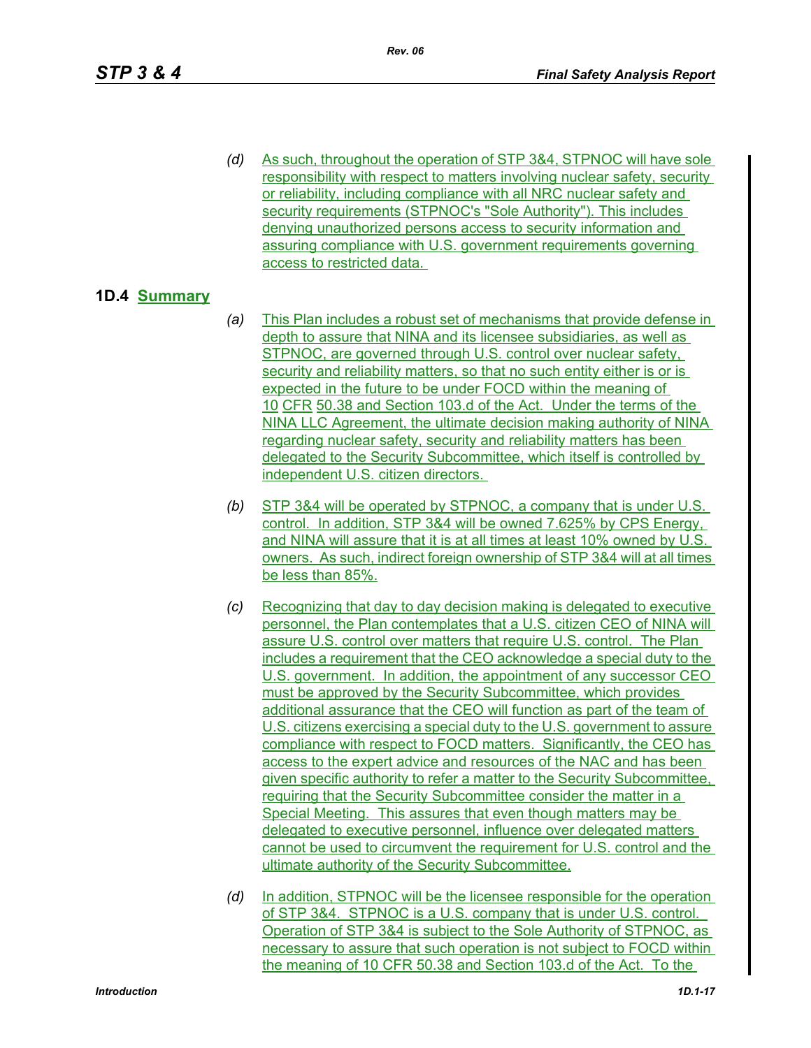(d) As such, throughout the operation of STP 3&4, STPNOC will have sole responsibility with respect to matters involving nuclear safety, security or reliability, including compliance with all NRC nuclear safety and security requirements (STPNOC's "Sole Authority"). This includes denying unauthorized persons access to security information and assuring compliance with U.S. government requirements governing access to restricted data.

## 1D.4 Summary

(a) This Plan includes a robust set of mechanisms that provide defense in depth to assure that NINA and its licensee subsidiaries, as well as STPNOC, are governed through U.S. control over nuclear safety, security and reliability matters, so that no such entity either is or is expected in the future to be under FOCD within the meaning of 10 CFR 50.38 and Section 103.d of the Act. Under the terms of the NINA LLC Agreement, the ultimate decision making authority of NINA regarding nuclear safety, security and reliability matters has been delegated to the Security Subcommittee, which itself is controlled by independent U.S. citizen directors.

(b) STP 3&4 will be operated by STPNOC, a company that is under U.S. control. In addition, STP 3&4 will be owned 7.625% by CPS Energy, and NINA will assure that it is at all times at least 10% owned by U.S. owners. As such, indirect foreign ownership of STP 3&4 will at all times be less than 85%.

(c) Recognizing that day to day decision making is delegated to executive personnel, the Plan contemplates that a U.S. citizen CEO of NINA will assure U.S. control over matters that require U.S. control. The Plan includes a requirement that the CEO acknowledge a special duty to the U.S. government. In addition, the appointment of any successor CEO must be approved by the Security Subcommittee, which provides additional assurance that the CEO will function as part of the team of U.S. citizens exercising a special duty to the U.S. government to assure compliance with respect to FOCD matters. Significantly, the CEO has access to the expert advice and resources of the NAC and has been given specific authority to refer a matter to the Security Subcommittee, requiring that the Security Subcommittee consider the matter in a Special Meeting. This assures that even though matters may be delegated to executive personnel, influence over delegated matters cannot be used to circumvent the requirement for U.S. control and the ultimate authority of the Security Subcommittee.

(d) In addition, STPNOC will be the licensee responsible for the operation of STP 3&4. STPNOC is a U.S. company that is under U.S. control. Operation of STP 3&4 is subject to the Sole Authority of STPNOC, as necessary to assure that such operation is not subject to FOCD within the meaning of 10 CFR 50.38 and Section 103.d of the Act. To the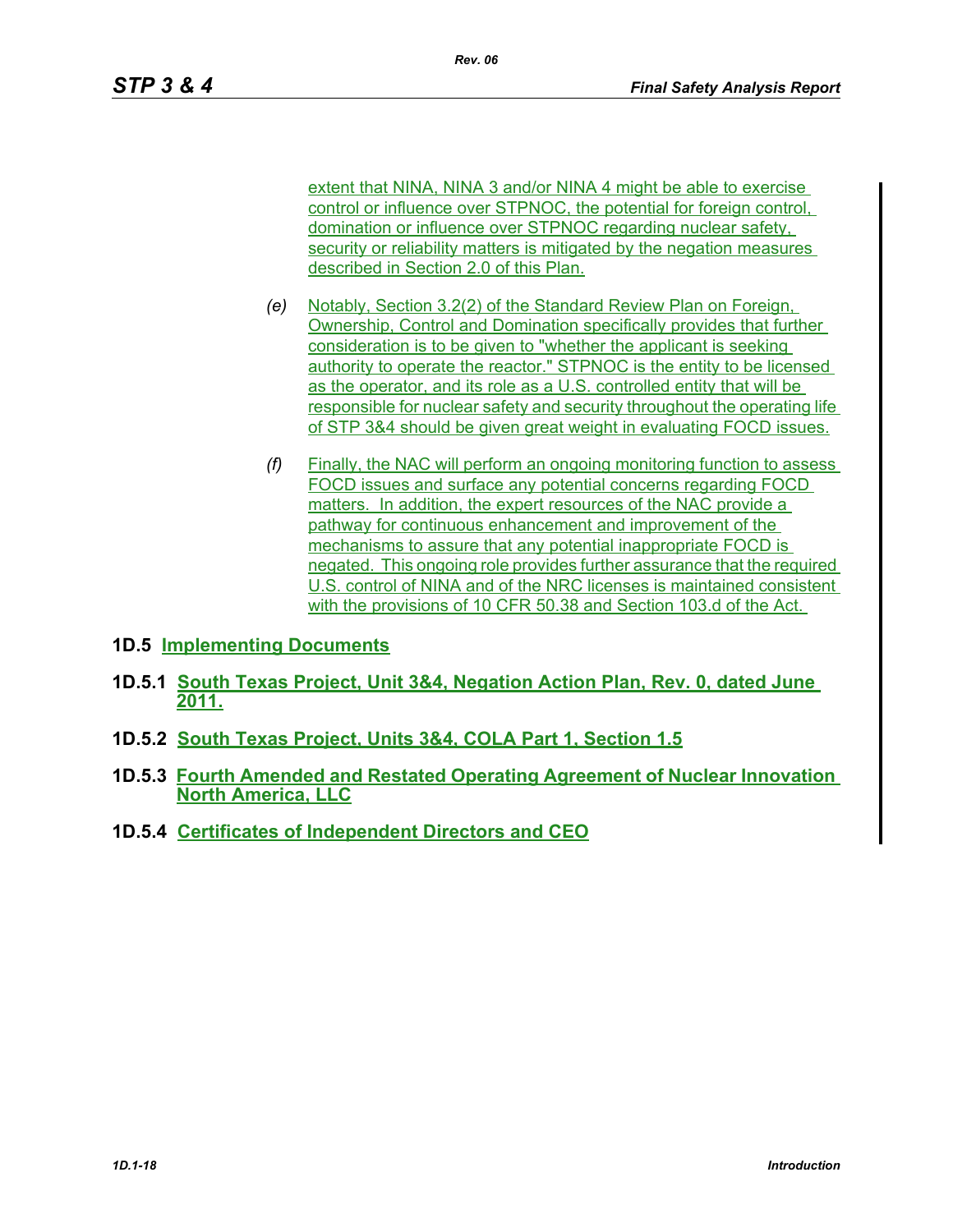extent that NINA, NINA 3 and/or NINA 4 might be able to exercise control or influence over STPNOC, the potential for foreign control, domination or influence over STPNOC regarding nuclear safety, security or reliability matters is mitigated by the negation measures described in Section 2.0 of this Plan.

*(e)* Notably, Section 3.2(2) of the Standard Review Plan on Foreign, Ownership, Control and Domination specifically provides that further consideration is to be given to "whether the applicant is seeking authority to operate the reactor." STPNOC is the entity to be licensed as the operator, and its role as a U.S. controlled entity that will be responsible for nuclear safety and security throughout the operating life of STP 3&4 should be given great weight in evaluating FOCD issues.

*(f)* Finally, the NAC will perform an ongoing monitoring function to assess FOCD issues and surface any potential concerns regarding FOCD matters. In addition, the expert resources of the NAC provide a pathway for continuous enhancement and improvement of the mechanisms to assure that any potential inappropriate FOCD is negated. This ongoing role provides further assurance that the required U.S. control of NINA and of the NRC licenses is maintained consistent with the provisions of 10 CFR 50.38 and Section 103.d of the Act.

## 1D.5 Implementing Documents

### 1D.5.1 South Texas Project, Unit 3&4, Negation Action Plan, Rev. 0, dated June 2011.

### 1D.5.2 South Texas Project, Units 3&4, COLA Part 1, Section 1.5

### 1D.5.3 Fourth Amended and Restated Operating Agreement of Nuclear Innovation North America, LLC

### 1D.5.4 Certificates of Independent Directors and CEO